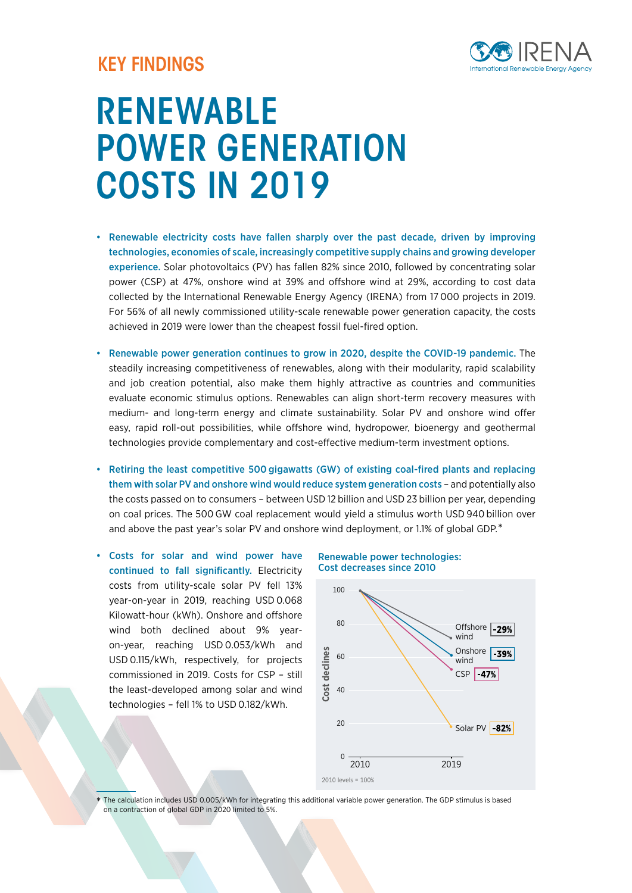KEY FINDINGS

# RENEWABLE POWER GENERATION COSTS IN 2019

- **Renewable electricity costs have fallen sharply over the past decade, driven by improving technologies, economies of scale, increasingly competitive supply chains and growing developer experience.** Solar photovoltaics (PV) has fallen 82% since 2010, followed by concentrating solar power (CSP) at 47%, onshore wind at 39% and offshore wind at 29%, according to cost data collected by the International Renewable Energy Agency (IRENA) from 17 000 projects in 2019. For 56% of all newly commissioned utility-scale renewable power generation capacity, the costs achieved in 2019 were lower than the cheapest fossil fuel-fired option.

- **Renewable power generation continues to grow in 2020, despite the COVID-19 pandemic.** The steadily increasing competitiveness of renewables, along with their modularity, rapid scalability and job creation potential, also make them highly attractive as countries and communities evaluate economic stimulus options. Renewables can align short-term recovery measures with medium- and long-term energy and climate sustainability. Solar PV and onshore wind offer easy, rapid roll-out possibilities, while offshore wind, hydropower, bioenergy and geothermal technologies provide complementary and cost-effective medium-term investment options.

- **Retiring the least competitive 500 gigawatts (GW) of existing coal-fired plants and replacing them with solar PV and onshore wind would reduce system generation costs** – and potentially also the costs passed on to consumers – between USD 12 billion and USD 23 billion per year, depending on coal prices. The 500 GW coal replacement would yield a stimulus worth USD 940 billion over and above the past year's solar PV and onshore wind deployment, or 1.1% of global GDP.*

- **Costs for solar and wind power have continued to fall significantly.** Electricity costs from utility-scale solar PV fell 13% year-on-year in 2019, reaching USD 0.068 Kilowatt-hour (kWh). Onshore and offshore wind both declined about 9% year-on-year, reaching USD 0.053/kWh and USD 0.115/kWh, respectively, for projects commissioned in 2019. Costs for CSP – still the least-developed among solar and wind technologies – fell 1% to USD 0.182/kWh.

**Renewable power technologies: Cost decreases since 2010**

| Technology | 2010 | 2019 | Change |
|---|---|---|---|
| Offshore wind | 100 | 71 | -29% |
| Onshore wind | 100 | 61 | -39% |
| CSP | 100 | 53 | -47% |
| Solar PV | 100 | 18 | -82% |

2010 levels = 100%

\* The calculation includes USD 0.005/kWh for integrating this additional variable power generation. The GDP stimulus is based on a contraction of global GDP in 2020 limited to 5%.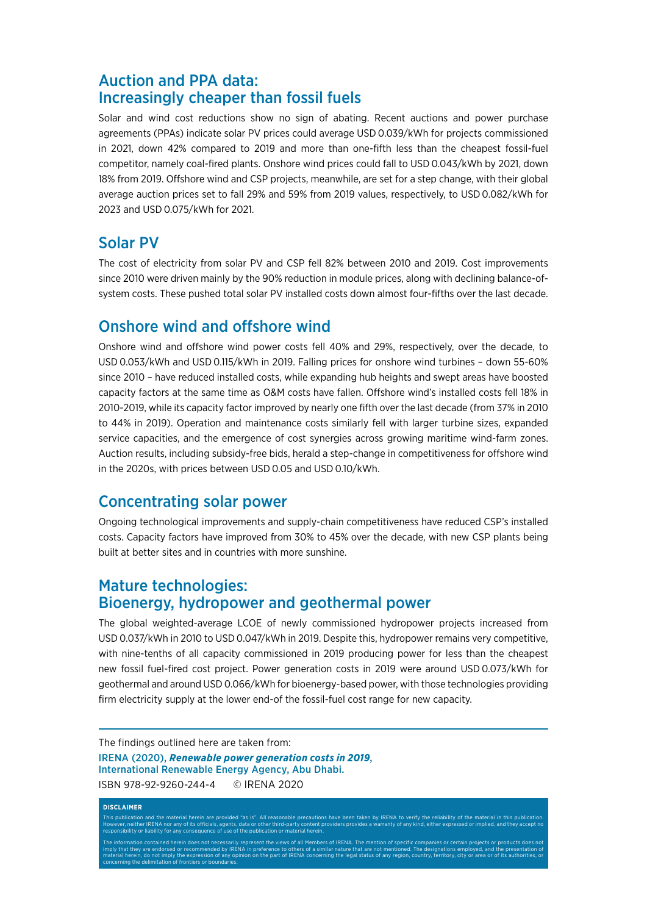## Auction and PPA data: Increasingly cheaper than fossil fuels

Solar and wind cost reductions show no sign of abating. Recent auctions and power purchase agreements (PPAs) indicate solar PV prices could average USD 0.039/kWh for projects commissioned in 2021, down 42% compared to 2019 and more than one-fifth less than the cheapest fossil-fuel competitor, namely coal-fired plants. Onshore wind prices could fall to USD 0.043/kWh by 2021, down 18% from 2019. Offshore wind and CSP projects, meanwhile, are set for a step change, with their global average auction prices set to fall 29% and 59% from 2019 values, respectively, to USD 0.082/kWh for 2023 and USD 0.075/kWh for 2021.

## Solar PV

The cost of electricity from solar PV and CSP fell 82% between 2010 and 2019. Cost improvements since 2010 were driven mainly by the 90% reduction in module prices, along with declining balance-of-system costs. These pushed total solar PV installed costs down almost four-fifths over the last decade.

## Onshore wind and offshore wind

Onshore wind and offshore wind power costs fell 40% and 29%, respectively, over the decade, to USD 0.053/kWh and USD 0.115/kWh in 2019. Falling prices for onshore wind turbines – down 55-60% since 2010 – have reduced installed costs, while expanding hub heights and swept areas have boosted capacity factors at the same time as O&M costs have fallen. Offshore wind's installed costs fell 18% in 2010-2019, while its capacity factor improved by nearly one fifth over the last decade (from 37% in 2010 to 44% in 2019). Operation and maintenance costs similarly fell with larger turbine sizes, expanded service capacities, and the emergence of cost synergies across growing maritime wind-farm zones. Auction results, including subsidy-free bids, herald a step-change in competitiveness for offshore wind in the 2020s, with prices between USD 0.05 and USD 0.10/kWh.

## Concentrating solar power

Ongoing technological improvements and supply-chain competitiveness have reduced CSP's installed costs. Capacity factors have improved from 30% to 45% over the decade, with new CSP plants being built at better sites and in countries with more sunshine.

## Mature technologies: Bioenergy, hydropower and geothermal power

The global weighted-average LCOE of newly commissioned hydropower projects increased from USD 0.037/kWh in 2010 to USD 0.047/kWh in 2019. Despite this, hydropower remains very competitive, with nine-tenths of all capacity commissioned in 2019 producing power for less than the cheapest new fossil fuel-fired cost project. Power generation costs in 2019 were around USD 0.073/kWh for geothermal and around USD 0.066/kWh for bioenergy-based power, with those technologies providing firm electricity supply at the lower end-of the fossil-fuel cost range for new capacity.

---

The findings outlined here are taken from:

IRENA (2020), ***Renewable power generation costs in 2019***, International Renewable Energy Agency, Abu Dhabi.

ISBN 978-92-9260-244-4 © IRENA 2020

**DISCLAIMER**

This publication and the material herein are provided "as is". All reasonable precautions have been taken by IRENA to verify the reliability of the material in this publication. However, neither IRENA nor any of its officials, agents, data or other third-party content providers provides a warranty of any kind, either expressed or implied, and they accept no responsibility or liability for any consequence of use of the publication or material herein.

The information contained herein does not necessarily represent the views of all Members of IRENA. The mention of specific companies or certain projects or products does not imply that they are endorsed or recommended by IRENA in preference to others of a similar nature that are not mentioned. The designations employed, and the presentation of material herein, do not imply the expression of any opinion on the part of IRENA concerning the legal status of any region, country, territory, city or area or of its authorities, or concerning the delimitation of frontiers or boundaries.